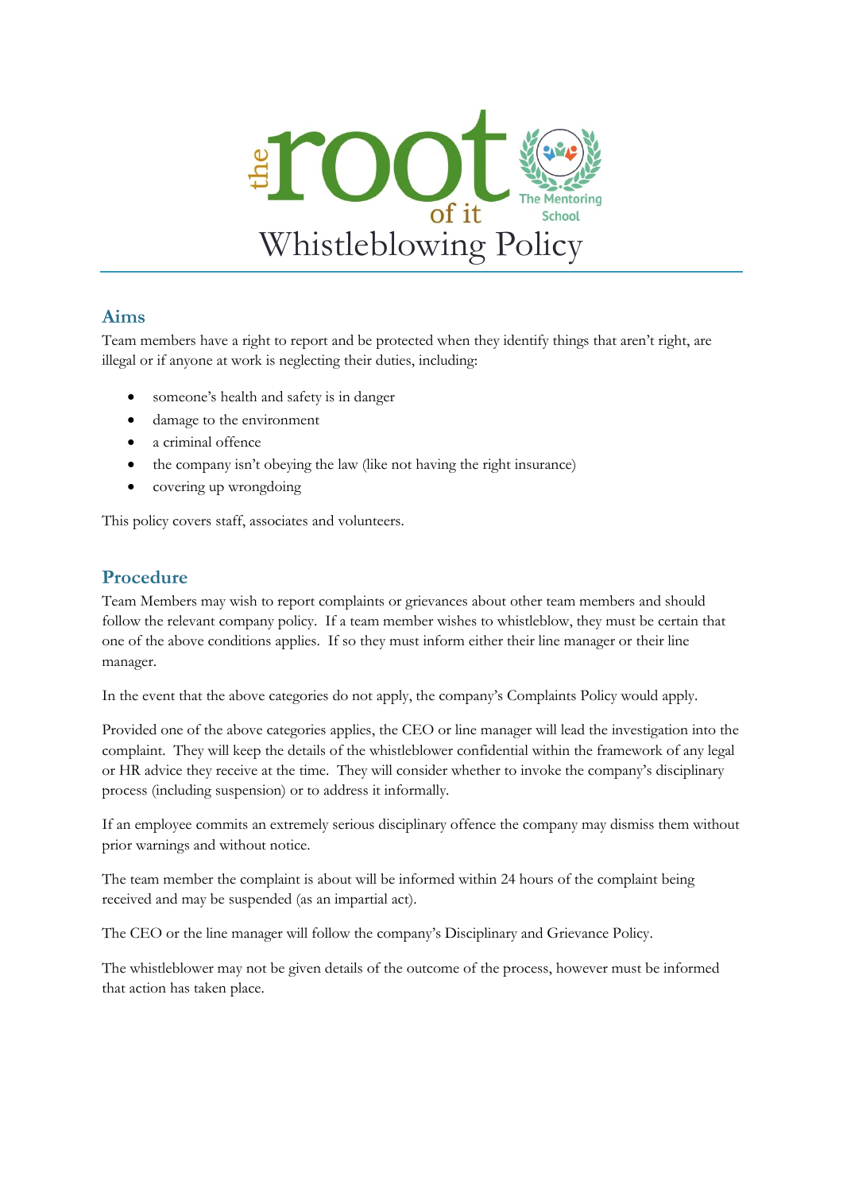# Whistleblowing Policy

## Aims

Team members have a right to report and be protected when they identify things that aren't right, are illegal or if anyone at work is neglecting their duties, including:

- someone's health and safety is in danger
- damage to the environment
- a criminal offence
- the company isn't obeying the law (like not having the right insurance)
- covering up wrongdoing

This policy covers staff, associates and volunteers.

## Procedure

Team Members may wish to report complaints or grievances about other team members and should follow the relevant company policy. If a team member wishes to whistleblow, they must be certain that one of the above conditions applies. If so they must inform either their line manager or their line manager.

In the event that the above categories do not apply, the company's Complaints Policy would apply.

Provided one of the above categories applies, the CEO or line manager will lead the investigation into the complaint. They will keep the details of the whistleblower confidential within the framework of any legal or HR advice they receive at the time. They will consider whether to invoke the company's disciplinary process (including suspension) or to address it informally.

If an employee commits an extremely serious disciplinary offence the company may dismiss them without prior warnings and without notice.

The team member the complaint is about will be informed within 24 hours of the complaint being received and may be suspended (as an impartial act).

The CEO or the line manager will follow the company's Disciplinary and Grievance Policy.

The whistleblower may not be given details of the outcome of the process, however must be informed that action has taken place.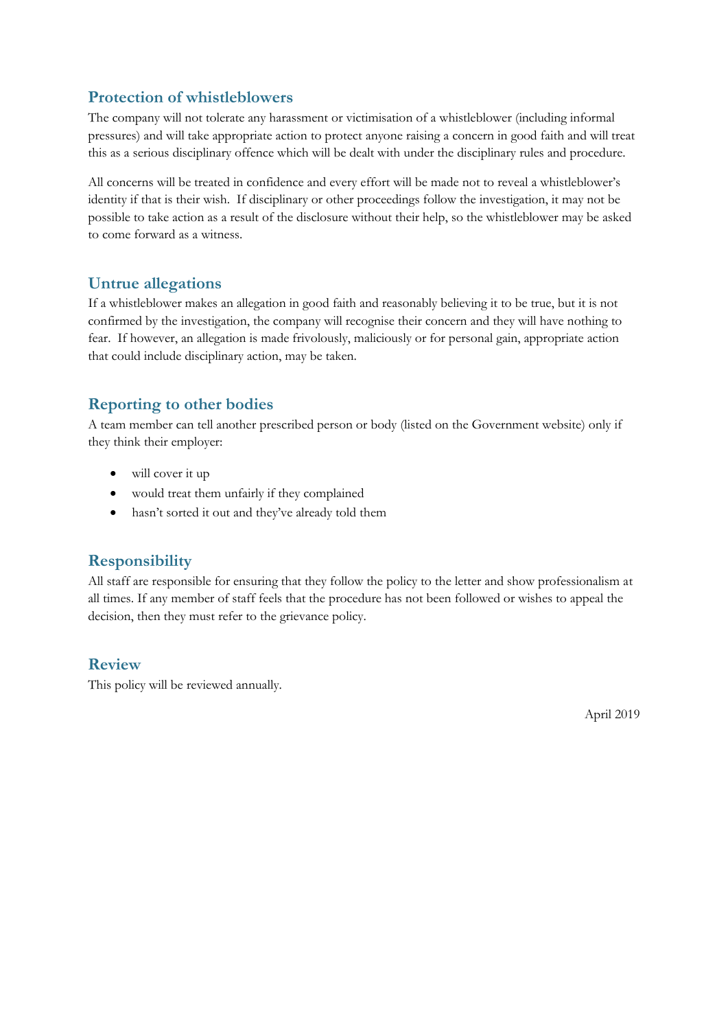## Protection of whistleblowers

The company will not tolerate any harassment or victimisation of a whistleblower (including informal pressures) and will take appropriate action to protect anyone raising a concern in good faith and will treat this as a serious disciplinary offence which will be dealt with under the disciplinary rules and procedure.

All concerns will be treated in confidence and every effort will be made not to reveal a whistleblower's identity if that is their wish. If disciplinary or other proceedings follow the investigation, it may not be possible to take action as a result of the disclosure without their help, so the whistleblower may be asked to come forward as a witness.

## Untrue allegations

If a whistleblower makes an allegation in good faith and reasonably believing it to be true, but it is not confirmed by the investigation, the company will recognise their concern and they will have nothing to fear. If however, an allegation is made frivolously, maliciously or for personal gain, appropriate action that could include disciplinary action, may be taken.

## Reporting to other bodies

A team member can tell another prescribed person or body (listed on the Government website) only if they think their employer:

- will cover it up
- would treat them unfairly if they complained
- hasn't sorted it out and they've already told them

## Responsibility

All staff are responsible for ensuring that they follow the policy to the letter and show professionalism at all times. If any member of staff feels that the procedure has not been followed or wishes to appeal the decision, then they must refer to the grievance policy.

## Review

This policy will be reviewed annually.

April 2019